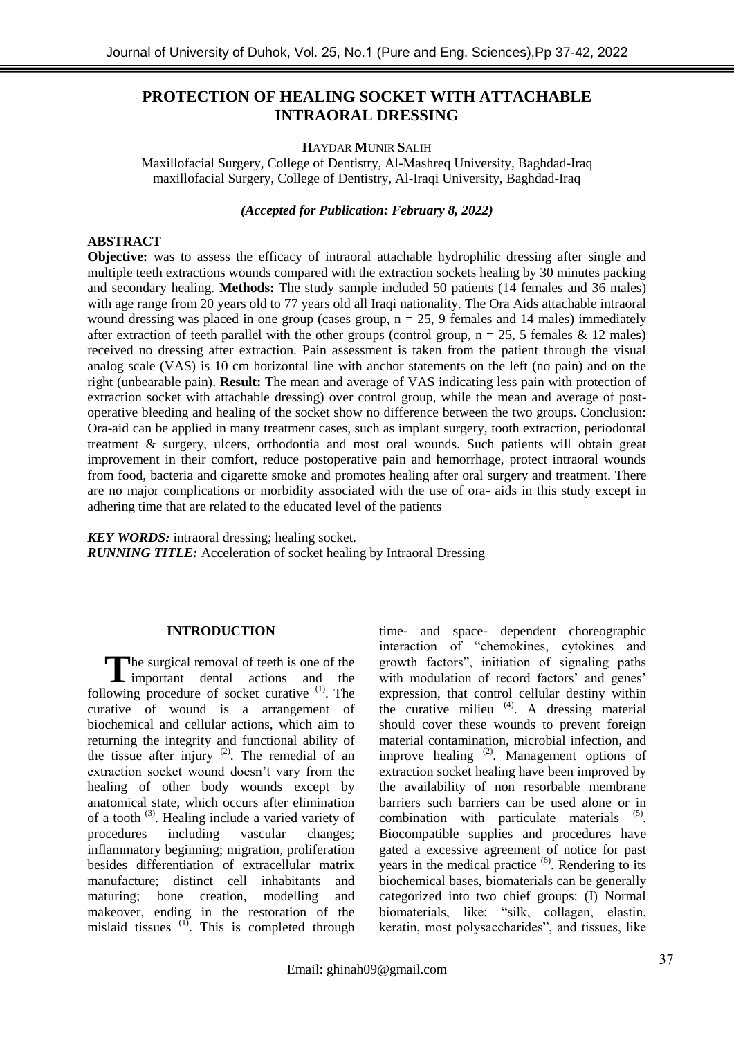# PROTECTION OF HEALING SOCKET WITH ATTACHABLE INTRAORAL DRESSING

**HAYDAR MUNIR SALIH**

Maxillofacial Surgery, College of Dentistry, Al-Mashreq University, Baghdad-Iraq
maxillofacial Surgery, College of Dentistry, Al-Iraqi University, Baghdad-Iraq

***(Accepted for Publication: February 8, 2022)***

## ABSTRACT

**Objective:** was to assess the efficacy of intraoral attachable hydrophilic dressing after single and multiple teeth extractions wounds compared with the extraction sockets healing by 30 minutes packing and secondary healing. **Methods:** The study sample included 50 patients (14 females and 36 males) with age range from 20 years old to 77 years old all Iraqi nationality. The Ora Aids attachable intraoral wound dressing was placed in one group (cases group, n = 25, 9 females and 14 males) immediately after extraction of teeth parallel with the other groups (control group, n = 25, 5 females & 12 males) received no dressing after extraction. Pain assessment is taken from the patient through the visual analog scale (VAS) is 10 cm horizontal line with anchor statements on the left (no pain) and on the right (unbearable pain). **Result:** The mean and average of VAS indicating less pain with protection of extraction socket with attachable dressing) over control group, while the mean and average of post-operative bleeding and healing of the socket show no difference between the two groups. Conclusion: Ora-aid can be applied in many treatment cases, such as implant surgery, tooth extraction, periodontal treatment & surgery, ulcers, orthodontia and most oral wounds. Such patients will obtain great improvement in their comfort, reduce postoperative pain and hemorrhage, protect intraoral wounds from food, bacteria and cigarette smoke and promotes healing after oral surgery and treatment. There are no major complications or morbidity associated with the use of ora- aids in this study except in adhering time that are related to the educated level of the patients

***KEY WORDS:*** intraoral dressing; healing socket.
***RUNNING TITLE:*** Acceleration of socket healing by Intraoral Dressing

## INTRODUCTION

The surgical removal of teeth is one of the important dental actions and the following procedure of socket curative [1]. The curative of wound is a arrangement of biochemical and cellular actions, which aim to returning the integrity and functional ability of the tissue after injury [2]. The remedial of an extraction socket wound doesn't vary from the healing of other body wounds except by anatomical state, which occurs after elimination of a tooth [3]. Healing include a varied variety of procedures including vascular changes; inflammatory beginning; migration, proliferation besides differentiation of extracellular matrix manufacture; distinct cell inhabitants and maturing; bone creation, modelling and makeover, ending in the restoration of the mislaid tissues [1]. This is completed through time- and space- dependent choreographic interaction of "chemokines, cytokines and growth factors", initiation of signaling paths with modulation of record factors' and genes' expression, that control cellular destiny within the curative milieu [4]. A dressing material should cover these wounds to prevent foreign material contamination, microbial infection, and improve healing [2]. Management options of extraction socket healing have been improved by the availability of non resorbable membrane barriers such barriers can be used alone or in combination with particulate materials [5]. Biocompatible supplies and procedures have gated a excessive agreement of notice for past years in the medical practice [6]. Rendering to its biochemical bases, biomaterials can be generally categorized into two chief groups: (I) Normal biomaterials, like; "silk, collagen, elastin, keratin, most polysaccharides", and tissues, like

Email: ghinah09@gmail.com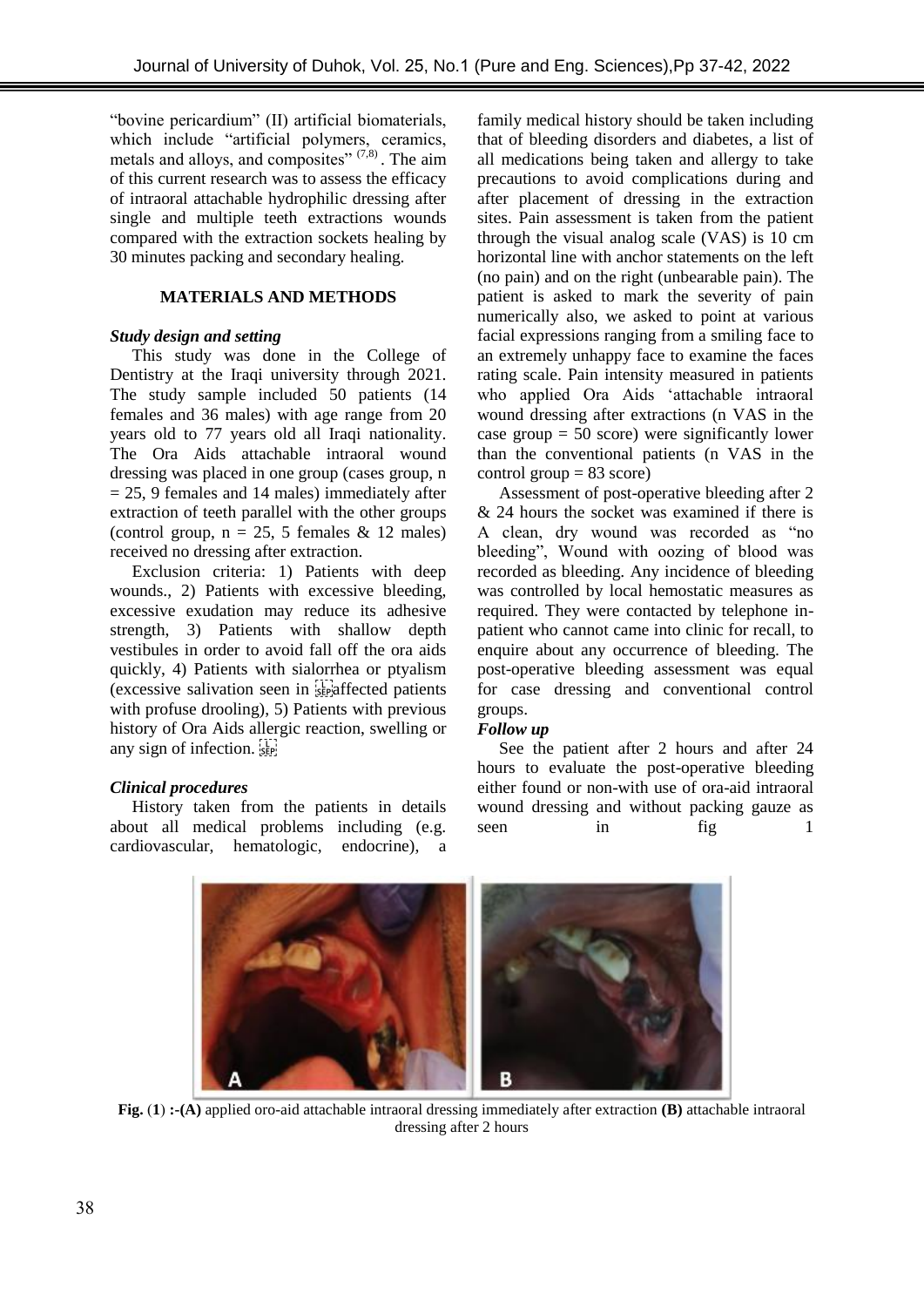"bovine pericardium" (II) artificial biomaterials, which include "artificial polymers, ceramics, metals and alloys, and composites" [7,8]. The aim of this current research was to assess the efficacy of intraoral attachable hydrophilic dressing after single and multiple teeth extractions wounds compared with the extraction sockets healing by 30 minutes packing and secondary healing.

## MATERIALS AND METHODS

### *Study design and setting*

This study was done in the College of Dentistry at the Iraqi university through 2021. The study sample included 50 patients (14 females and 36 males) with age range from 20 years old to 77 years old all Iraqi nationality. The Ora Aids attachable intraoral wound dressing was placed in one group (cases group, n = 25, 9 females and 14 males) immediately after extraction of teeth parallel with the other groups (control group, n = 25, 5 females & 12 males) received no dressing after extraction.

Exclusion criteria: 1) Patients with deep wounds., 2) Patients with excessive bleeding, excessive exudation may reduce its adhesive strength, 3) Patients with shallow depth vestibules in order to avoid fall off the ora aids quickly, 4) Patients with sialorrhea or ptyalism (excessive salivation seen in affected patients with profuse drooling), 5) Patients with previous history of Ora Aids allergic reaction, swelling or any sign of infection.

### *Clinical procedures*

History taken from the patients in details about all medical problems including (e.g. cardiovascular, hematologic, endocrine), a family medical history should be taken including that of bleeding disorders and diabetes, a list of all medications being taken and allergy to take precautions to avoid complications during and after placement of dressing in the extraction sites. Pain assessment is taken from the patient through the visual analog scale (VAS) is 10 cm horizontal line with anchor statements on the left (no pain) and on the right (unbearable pain). The patient is asked to mark the severity of pain numerically also, we asked to point at various facial expressions ranging from a smiling face to an extremely unhappy face to examine the faces rating scale. Pain intensity measured in patients who applied Ora Aids 'attachable intraoral wound dressing after extractions (n VAS in the case group = 50 score) were significantly lower than the conventional patients (n VAS in the control group = 83 score)

Assessment of post-operative bleeding after 2 & 24 hours the socket was examined if there is A clean, dry wound was recorded as "no bleeding", Wound with oozing of blood was recorded as bleeding. Any incidence of bleeding was controlled by local hemostatic measures as required. They were contacted by telephone in-patient who cannot came into clinic for recall, to enquire about any occurrence of bleeding. The post-operative bleeding assessment was equal for case dressing and conventional control groups.

### *Follow up*

See the patient after 2 hours and after 24 hours to evaluate the post-operative bleeding either found or non-with use of ora-aid intraoral wound dressing and without packing gauze as seen in fig 1

**Fig. (1) :-(A)** applied oro-aid attachable intraoral dressing immediately after extraction **(B)** attachable intraoral dressing after 2 hours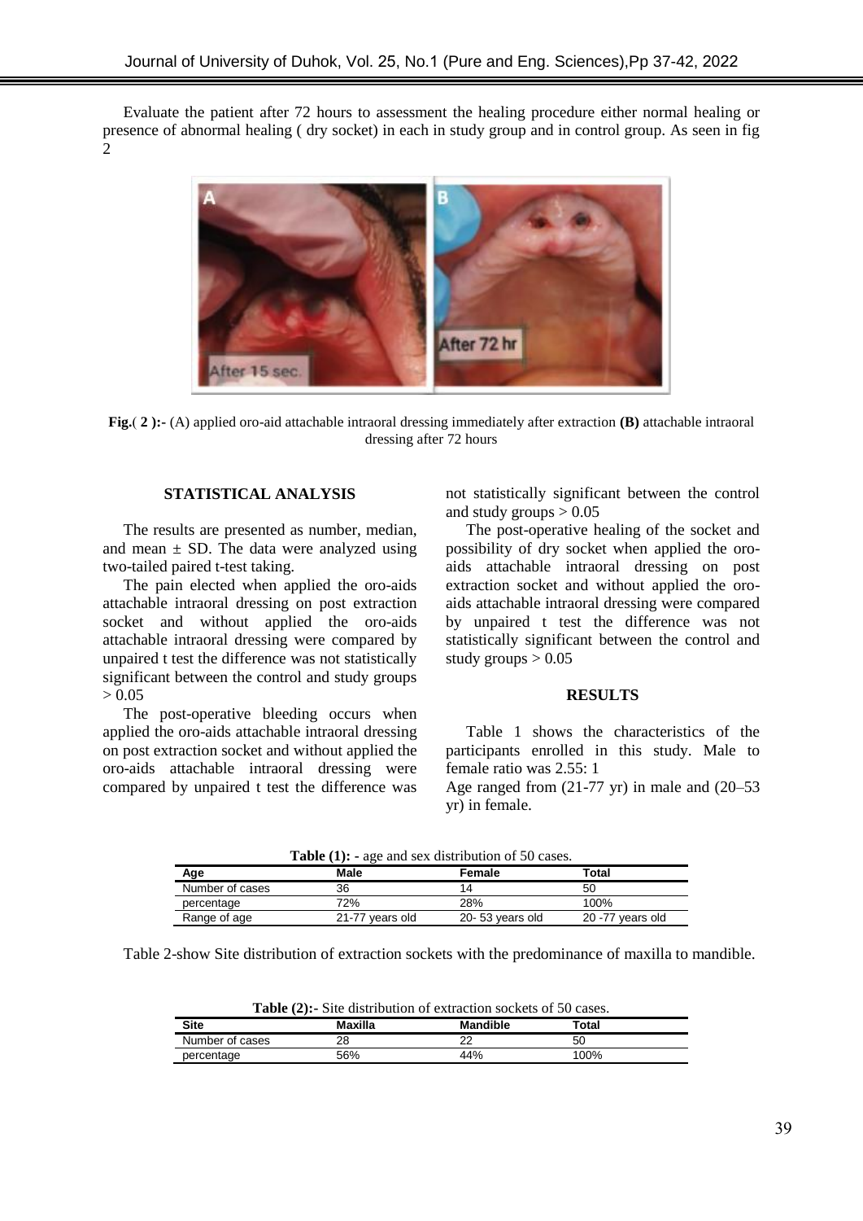Evaluate the patient after 72 hours to assessment the healing procedure either normal healing or presence of abnormal healing ( dry socket) in each in study group and in control group. As seen in fig 2

**Fig.**( **2** )**:-** (A) applied oro-aid attachable intraoral dressing immediately after extraction **(B)** attachable intraoral dressing after 72 hours

## STATISTICAL ANALYSIS

The results are presented as number, median, and mean ± SD. The data were analyzed using two-tailed paired t-test taking.

The pain elected when applied the oro-aids attachable intraoral dressing on post extraction socket and without applied the oro-aids attachable intraoral dressing were compared by unpaired t test the difference was not statistically significant between the control and study groups > 0.05

The post-operative bleeding occurs when applied the oro-aids attachable intraoral dressing on post extraction socket and without applied the oro-aids attachable intraoral dressing were compared by unpaired t test the difference was not statistically significant between the control and study groups > 0.05

The post-operative healing of the socket and possibility of dry socket when applied the oro-aids attachable intraoral dressing on post extraction socket and without applied the oro-aids attachable intraoral dressing were compared by unpaired t test the difference was not statistically significant between the control and study groups > 0.05

## RESULTS

Table 1 shows the characteristics of the participants enrolled in this study. Male to female ratio was 2.55: 1
Age ranged from (21-77 yr) in male and (20–53 yr) in female.

**Table (1): -** age and sex distribution of 50 cases.

| Age | Male | Female | Total |
|---|---|---|---|
| Number of cases | 36 | 14 | 50 |
| percentage | 72% | 28% | 100% |
| Range of age | 21-77 years old | 20- 53 years old | 20 -77 years old |

Table 2-show Site distribution of extraction sockets with the predominance of maxilla to mandible.

**Table (2):-** Site distribution of extraction sockets of 50 cases.

| Site | Maxilla | Mandible | Total |
|---|---|---|---|
| Number of cases | 28 | 22 | 50 |
| percentage | 56% | 44% | 100% |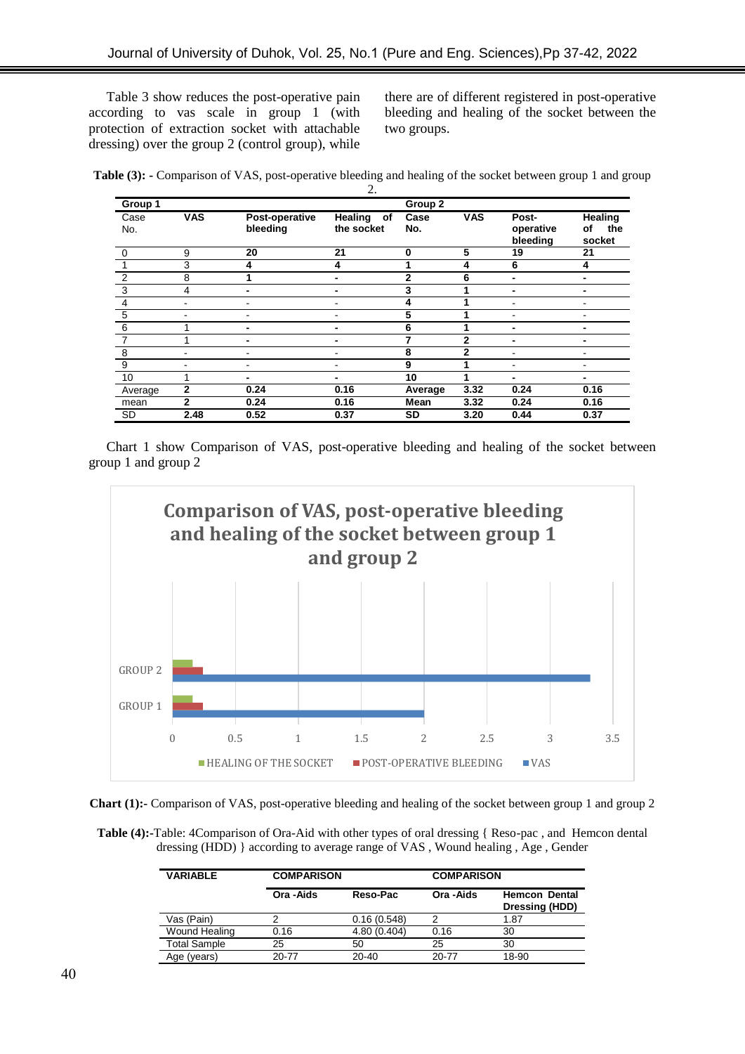Table 3 show reduces the post-operative pain according to vas scale in group 1 (with protection of extraction socket with attachable dressing) over the group 2 (control group), while there are of different registered in post-operative bleeding and healing of the socket between the two groups.

**Table (3):** - Comparison of VAS, post-operative bleeding and healing of the socket between group 1 and group 2.

| Group 1 | | | | Group 2 | | | |
|---|---|---|---|---|---|---|---|
| Case No. | VAS | Post-operative bleeding | Healing of the socket | Case No. | VAS | Post-operative bleeding | Healing of the socket |
| 0 | 9 | 20 | 21 | 0 | 5 | 19 | 21 |
| 1 | 3 | 4 | 4 | 1 | 4 | 6 | 4 |
| 2 | 8 | 1 | - | 2 | 6 | - | - |
| 3 | 4 | - | - | 3 | 1 | - | - |
| 4 | - | - | - | 4 | 1 | - | - |
| 5 | - | - | - | 5 | 1 | - | - |
| 6 | 1 | - | - | 6 | 1 | - | - |
| 7 | 1 | - | - | 7 | 2 | - | - |
| 8 | - | - | - | 8 | 2 | - | - |
| 9 | - | - | - | 9 | 1 | - | - |
| 10 | 1 | - | - | 10 | 1 | - | - |
| Average | 2 | 0.24 | 0.16 | Average | 3.32 | 0.24 | 0.16 |
| mean | 2 | 0.24 | 0.16 | Mean | 3.32 | 0.24 | 0.16 |
| SD | 2.48 | 0.52 | 0.37 | SD | 3.20 | 0.44 | 0.37 |

Chart 1 show Comparison of VAS, post-operative bleeding and healing of the socket between group 1 and group 2

**Chart (1):-** Comparison of VAS, post-operative bleeding and healing of the socket between group 1 and group 2

**Table (4):-**Table: 4Comparison of Ora-Aid with other types of oral dressing { Reso-pac , and Hemcon dental dressing (HDD) } according to average range of VAS , Wound healing , Age , Gender

| VARIABLE | COMPARISON | | COMPARISON | |
|---|---|---|---|---|
| | Ora -Aids | Reso-Pac | Ora -Aids | Hemcon Dental Dressing (HDD) |
| Vas (Pain) | 2 | 0.16 (0.548) | 2 | 1.87 |
| Wound Healing | 0.16 | 4.80 (0.404) | 0.16 | 30 |
| Total Sample | 25 | 50 | 25 | 30 |
| Age (years) | 20-77 | 20-40 | 20-77 | 18-90 |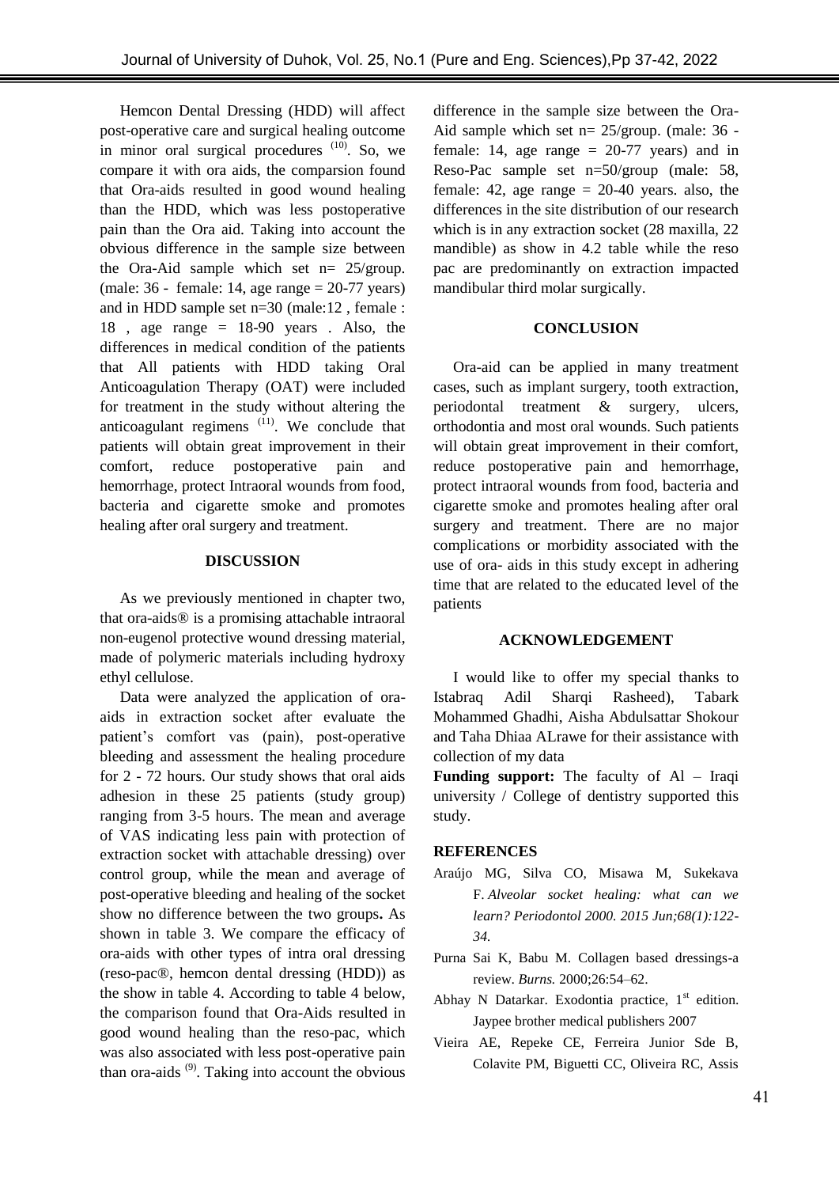Hemcon Dental Dressing (HDD) will affect post-operative care and surgical healing outcome in minor oral surgical procedures [10]. So, we compare it with ora aids, the comparsion found that Ora-aids resulted in good wound healing than the HDD, which was less postoperative pain than the Ora aid. Taking into account the obvious difference in the sample size between the Ora-Aid sample which set n= 25/group. (male: 36 - female: 14, age range = 20-77 years) and in HDD sample set n=30 (male:12 , female : 18 , age range = 18-90 years . Also, the differences in medical condition of the patients that All patients with HDD taking Oral Anticoagulation Therapy (OAT) were included for treatment in the study without altering the anticoagulant regimens [11]. We conclude that patients will obtain great improvement in their comfort, reduce postoperative pain and hemorrhage, protect Intraoral wounds from food, bacteria and cigarette smoke and promotes healing after oral surgery and treatment.

## DISCUSSION

As we previously mentioned in chapter two, that ora-aids® is a promising attachable intraoral non-eugenol protective wound dressing material, made of polymeric materials including hydroxy ethyl cellulose.

Data were analyzed the application of ora-aids in extraction socket after evaluate the patient's comfort vas (pain), post-operative bleeding and assessment the healing procedure for 2 - 72 hours. Our study shows that oral aids adhesion in these 25 patients (study group) ranging from 3-5 hours. The mean and average of VAS indicating less pain with protection of extraction socket with attachable dressing) over control group, while the mean and average of post-operative bleeding and healing of the socket show no difference between the two groups**.** As shown in table 3. We compare the efficacy of ora-aids with other types of intra oral dressing (reso-pac®, hemcon dental dressing (HDD)) as the show in table 4. According to table 4 below, the comparison found that Ora-Aids resulted in good wound healing than the reso-pac, which was also associated with less post-operative pain than ora-aids [9]. Taking into account the obvious difference in the sample size between the Ora-Aid sample which set n= 25/group. (male: 36 - female: 14, age range = 20-77 years) and in Reso-Pac sample set n=50/group (male: 58, female: 42, age range = 20-40 years. also, the differences in the site distribution of our research which is in any extraction socket (28 maxilla, 22 mandible) as show in 4.2 table while the reso pac are predominantly on extraction impacted mandibular third molar surgically.

## CONCLUSION

Ora-aid can be applied in many treatment cases, such as implant surgery, tooth extraction, periodontal treatment & surgery, ulcers, orthodontia and most oral wounds. Such patients will obtain great improvement in their comfort, reduce postoperative pain and hemorrhage, protect intraoral wounds from food, bacteria and cigarette smoke and promotes healing after oral surgery and treatment. There are no major complications or morbidity associated with the use of ora- aids in this study except in adhering time that are related to the educated level of the patients

## ACKNOWLEDGEMENT

I would like to offer my special thanks to Istabraq Adil Sharqi Rasheed), Tabark Mohammed Ghadhi, Aisha Abdulsattar Shokour and Taha Dhiaa ALrawe for their assistance with collection of my data

**Funding support:** The faculty of Al – Iraqi university / College of dentistry supported this study.

## REFERENCES

Araújo MG, Silva CO, Misawa M, Sukekava F. *Alveolar socket healing: what can we learn? Periodontol 2000. 2015 Jun;68(1):122-34.*

Purna Sai K, Babu M. Collagen based dressings-a review. *Burns.* 2000;26:54–62.

Abhay N Datarkar. Exodontia practice, 1st edition. Jaypee brother medical publishers 2007

Vieira AE, Repeke CE, Ferreira Junior Sde B, Colavite PM, Biguetti CC, Oliveira RC, Assis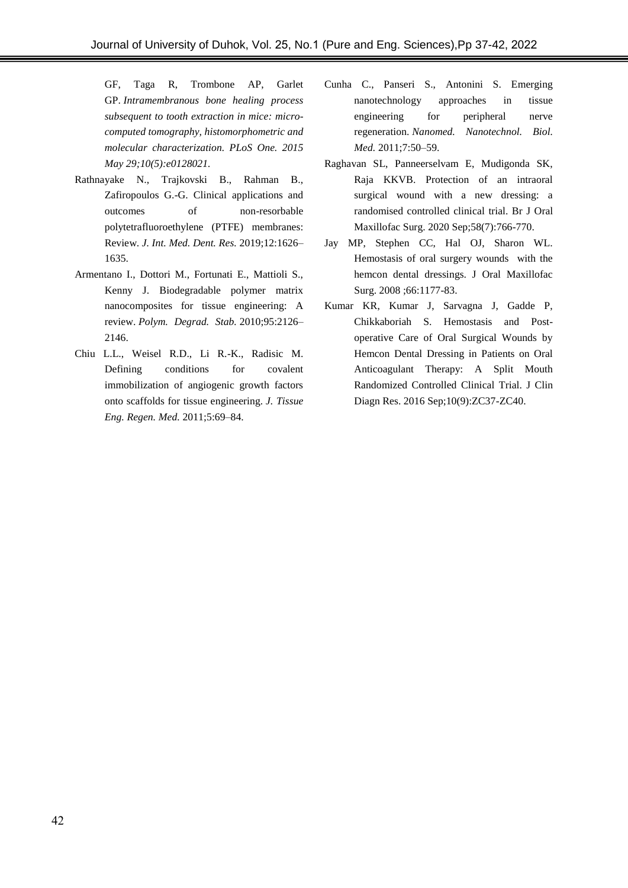GF, Taga R, Trombone AP, Garlet GP. *Intramembranous bone healing process subsequent to tooth extraction in mice: micro-computed tomography, histomorphometric and molecular characterization. PLoS One. 2015 May 29;10(5):e0128021.*

Rathnayake N., Trajkovski B., Rahman B., Zafiropoulos G.-G. Clinical applications and outcomes of non-resorbable polytetrafluoroethylene (PTFE) membranes: Review. *J. Int. Med. Dent. Res.* 2019;12:1626–1635.

Armentano I., Dottori M., Fortunati E., Mattioli S., Kenny J. Biodegradable polymer matrix nanocomposites for tissue engineering: A review. *Polym. Degrad. Stab.* 2010;95:2126–2146.

Chiu L.L., Weisel R.D., Li R.-K., Radisic M. Defining conditions for covalent immobilization of angiogenic growth factors onto scaffolds for tissue engineering. *J. Tissue Eng. Regen. Med.* 2011;5:69–84.

Cunha C., Panseri S., Antonini S. Emerging nanotechnology approaches in tissue engineering for peripheral nerve regeneration. *Nanomed. Nanotechnol. Biol. Med.* 2011;7:50–59.

Raghavan SL, Panneerselvam E, Mudigonda SK, Raja KKVB. Protection of an intraoral surgical wound with a new dressing: a randomised controlled clinical trial. Br J Oral Maxillofac Surg. 2020 Sep;58(7):766-770.

Jay MP, Stephen CC, Hal OJ, Sharon WL. Hemostasis of oral surgery wounds with the hemcon dental dressings. J Oral Maxillofac Surg. 2008 ;66:1177-83.

Kumar KR, Kumar J, Sarvagna J, Gadde P, Chikkaboriah S. Hemostasis and Post-operative Care of Oral Surgical Wounds by Hemcon Dental Dressing in Patients on Oral Anticoagulant Therapy: A Split Mouth Randomized Controlled Clinical Trial. J Clin Diagn Res. 2016 Sep;10(9):ZC37-ZC40.